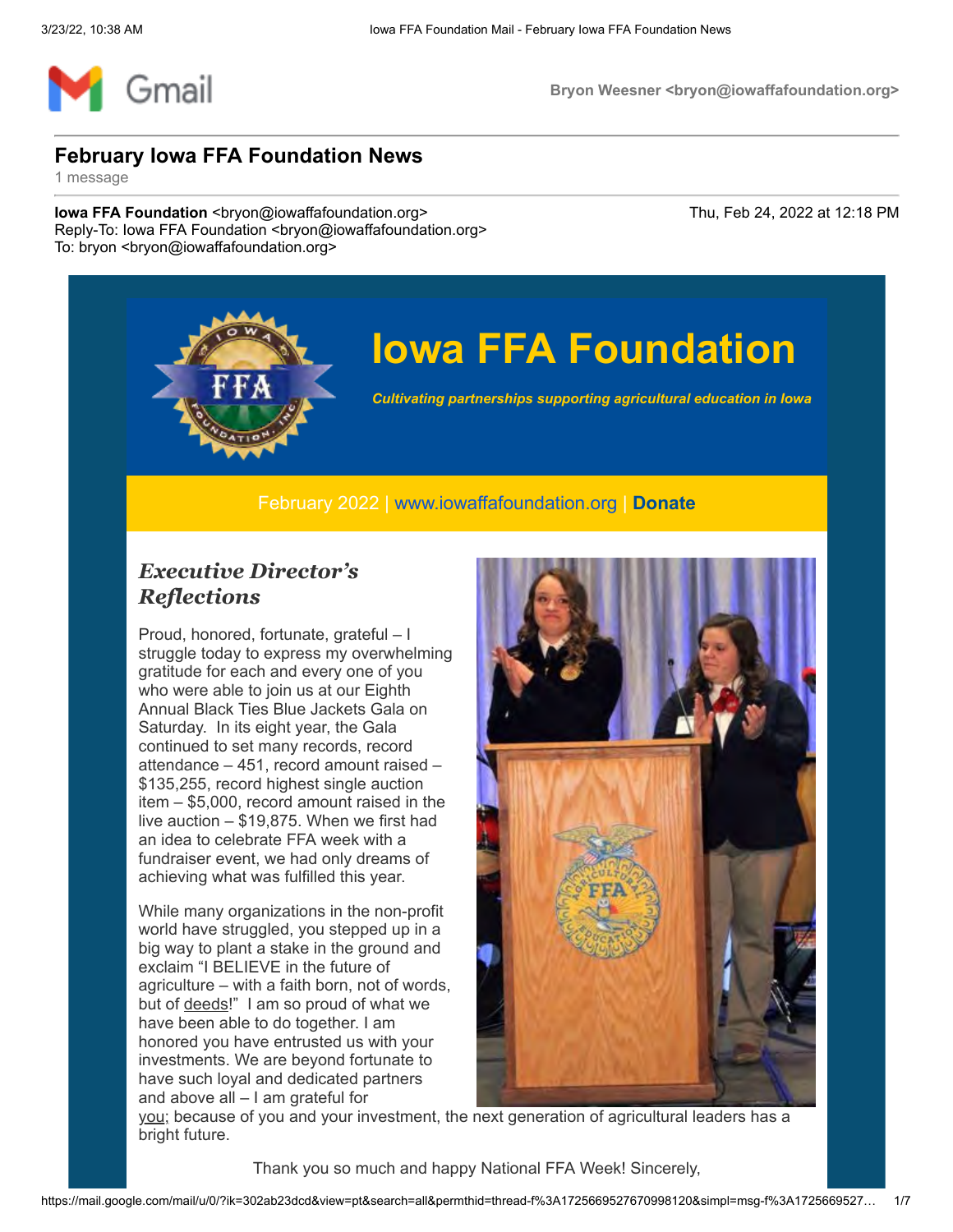# February Iowa FFA Foundation News

1 message

**Iowa FFA Foundation** <bryon@iowaffafoundation.org> Thu, Feb 24, 2022 at 12:18 PM
Reply-To: Iowa FFA Foundation <bryon@iowaffafoundation.org>
To: bryon <bryon@iowaffafoundation.org>

## Iowa FFA Foundation

*Cultivating partnerships supporting agricultural education in Iowa*

February 2022 | www.iowaffafoundation.org | **Donate**

### *Executive Director's Reflections*

Proud, honored, fortunate, grateful – I struggle today to express my overwhelming gratitude for each and every one of you who were able to join us at our Eighth Annual Black Ties Blue Jackets Gala on Saturday. In its eight year, the Gala continued to set many records, record attendance – 451, record amount raised – $135,255, record highest single auction item – $5,000, record amount raised in the live auction – $19,875. When we first had an idea to celebrate FFA week with a fundraiser event, we had only dreams of achieving what was fulfilled this year.

While many organizations in the non-profit world have struggled, you stepped up in a big way to plant a stake in the ground and exclaim "I BELIEVE in the future of agriculture – with a faith born, not of words, but of deeds!" I am so proud of what we have been able to do together. I am honored you have entrusted us with your investments. We are beyond fortunate to have such loyal and dedicated partners and above all – I am grateful for you; because of you and your investment, the next generation of agricultural leaders has a bright future.

Thank you so much and happy National FFA Week! Sincerely,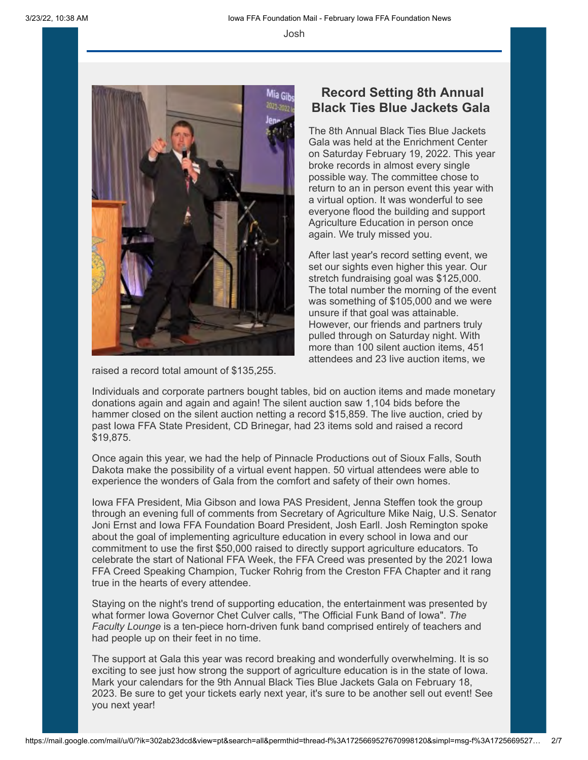Josh

## Record Setting 8th Annual Black Ties Blue Jackets Gala

The 8th Annual Black Ties Blue Jackets Gala was held at the Enrichment Center on Saturday February 19, 2022. This year broke records in almost every single possible way. The committee chose to return to an in person event this year with a virtual option. It was wonderful to see everyone flood the building and support Agriculture Education in person once again. We truly missed you.

After last year's record setting event, we set our sights even higher this year. Our stretch fundraising goal was $125,000. The total number the morning of the event was something of $105,000 and we were unsure if that goal was attainable. However, our friends and partners truly pulled through on Saturday night. With more than 100 silent auction items, 451 attendees and 23 live auction items, we raised a record total amount of $135,255.

Individuals and corporate partners bought tables, bid on auction items and made monetary donations again and again and again! The silent auction saw 1,104 bids before the hammer closed on the silent auction netting a record $15,859. The live auction, cried by past Iowa FFA State President, CD Brinegar, had 23 items sold and raised a record $19,875.

Once again this year, we had the help of Pinnacle Productions out of Sioux Falls, South Dakota make the possibility of a virtual event happen. 50 virtual attendees were able to experience the wonders of Gala from the comfort and safety of their own homes.

Iowa FFA President, Mia Gibson and Iowa PAS President, Jenna Steffen took the group through an evening full of comments from Secretary of Agriculture Mike Naig, U.S. Senator Joni Ernst and Iowa FFA Foundation Board President, Josh Earll. Josh Remington spoke about the goal of implementing agriculture education in every school in Iowa and our commitment to use the first $50,000 raised to directly support agriculture educators. To celebrate the start of National FFA Week, the FFA Creed was presented by the 2021 Iowa FFA Creed Speaking Champion, Tucker Rohrig from the Creston FFA Chapter and it rang true in the hearts of every attendee.

Staying on the night's trend of supporting education, the entertainment was presented by what former Iowa Governor Chet Culver calls, "The Official Funk Band of Iowa". *The Faculty Lounge* is a ten-piece horn-driven funk band comprised entirely of teachers and had people up on their feet in no time.

The support at Gala this year was record breaking and wonderfully overwhelming. It is so exciting to see just how strong the support of agriculture education is in the state of Iowa. Mark your calendars for the 9th Annual Black Ties Blue Jackets Gala on February 18, 2023. Be sure to get your tickets early next year, it's sure to be another sell out event! See you next year!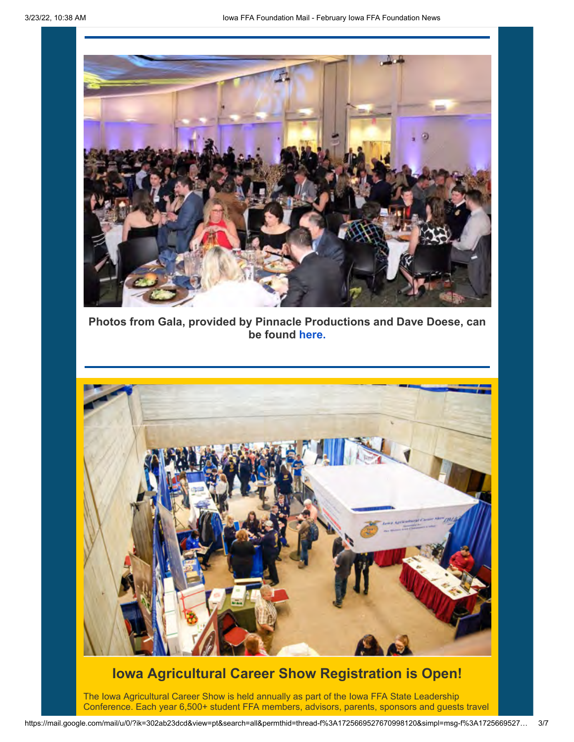**Photos from Gala, provided by Pinnacle Productions and Dave Doese, can be found here.**

## Iowa Agricultural Career Show Registration is Open!

The Iowa Agricultural Career Show is held annually as part of the Iowa FFA State Leadership Conference. Each year 6,500+ student FFA members, advisors, parents, sponsors and guests travel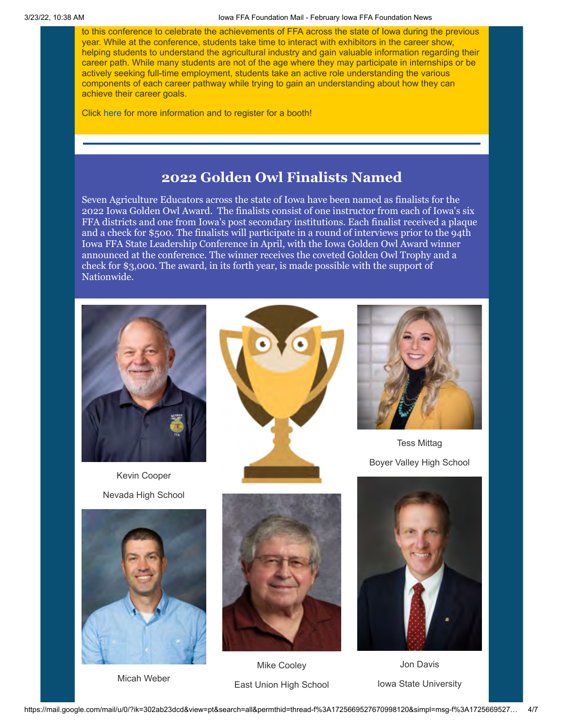to this conference to celebrate the achievements of FFA across the state of Iowa during the previous year. While at the conference, students take time to interact with exhibitors in the career show, helping students to understand the agricultural industry and gain valuable information regarding their career path. While many students are not of the age where they may participate in internships or be actively seeking full-time employment, students take an active role understanding the various components of each career pathway while trying to gain an understanding about how they can achieve their career goals.

Click here for more information and to register for a booth!

## 2022 Golden Owl Finalists Named

Seven Agriculture Educators across the state of Iowa have been named as finalists for the 2022 Iowa Golden Owl Award. The finalists consist of one instructor from each of Iowa's six FFA districts and one from Iowa's post secondary institutions. Each finalist received a plaque and a check for $500. The finalists will participate in a round of interviews prior to the 94th Iowa FFA State Leadership Conference in April, with the Iowa Golden Owl Award winner announced at the conference. The winner receives the coveted Golden Owl Trophy and a check for $3,000. The award, in its forth year, is made possible with the support of Nationwide.

Kevin Cooper

Nevada High School

Tess Mittag

Boyer Valley High School

Micah Weber

Mike Cooley

East Union High School

Jon Davis

Iowa State University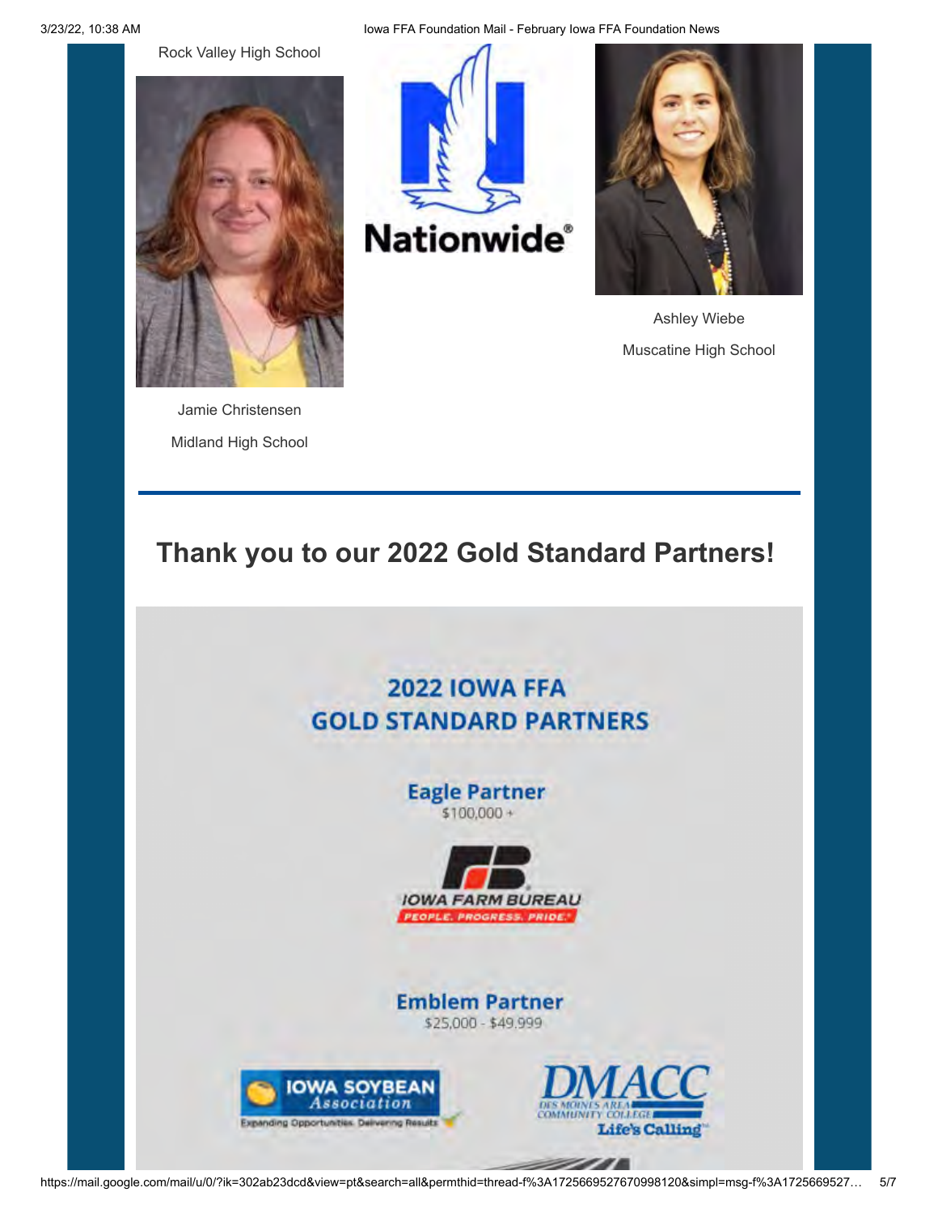Rock Valley High School

Jamie Christensen

Midland High School

Nationwide®

Ashley Wiebe

Muscatine High School

---

## Thank you to our 2022 Gold Standard Partners!

2022 IOWA FFA GOLD STANDARD PARTNERS

**Eagle Partner**
$100,000 +

IOWA FARM BUREAU
PEOPLE. PROGRESS. PRIDE.

**Emblem Partner**
$25,000 - $49,999

IOWA SOYBEAN Association
Expanding Opportunities. Delivering Results

DMACC
DES MOINES AREA COMMUNITY COLLEGE
Life's Calling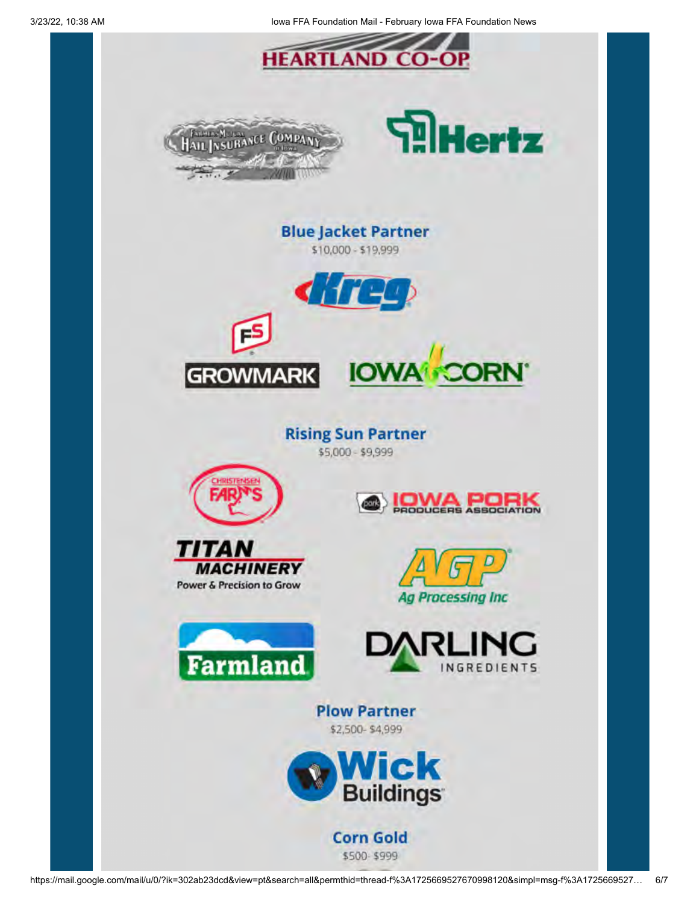HEARTLAND CO-OP

Farmers Mutual Hail Insurance Company of Iowa

Hertz

## Blue Jacket Partner

$10,000 - $19,999

Kreg

FS GROWMARK

IOWA CORN

## Rising Sun Partner

$5,000 - $9,999

Christensen Farms

IOWA PORK PRODUCERS ASSOCIATION

TITAN MACHINERY
Power & Precision to Grow

AGP Ag Processing Inc

Farmland

DARLING INGREDIENTS

## Plow Partner

$2,500- $4,999

Wick Buildings

## Corn Gold

$500- $999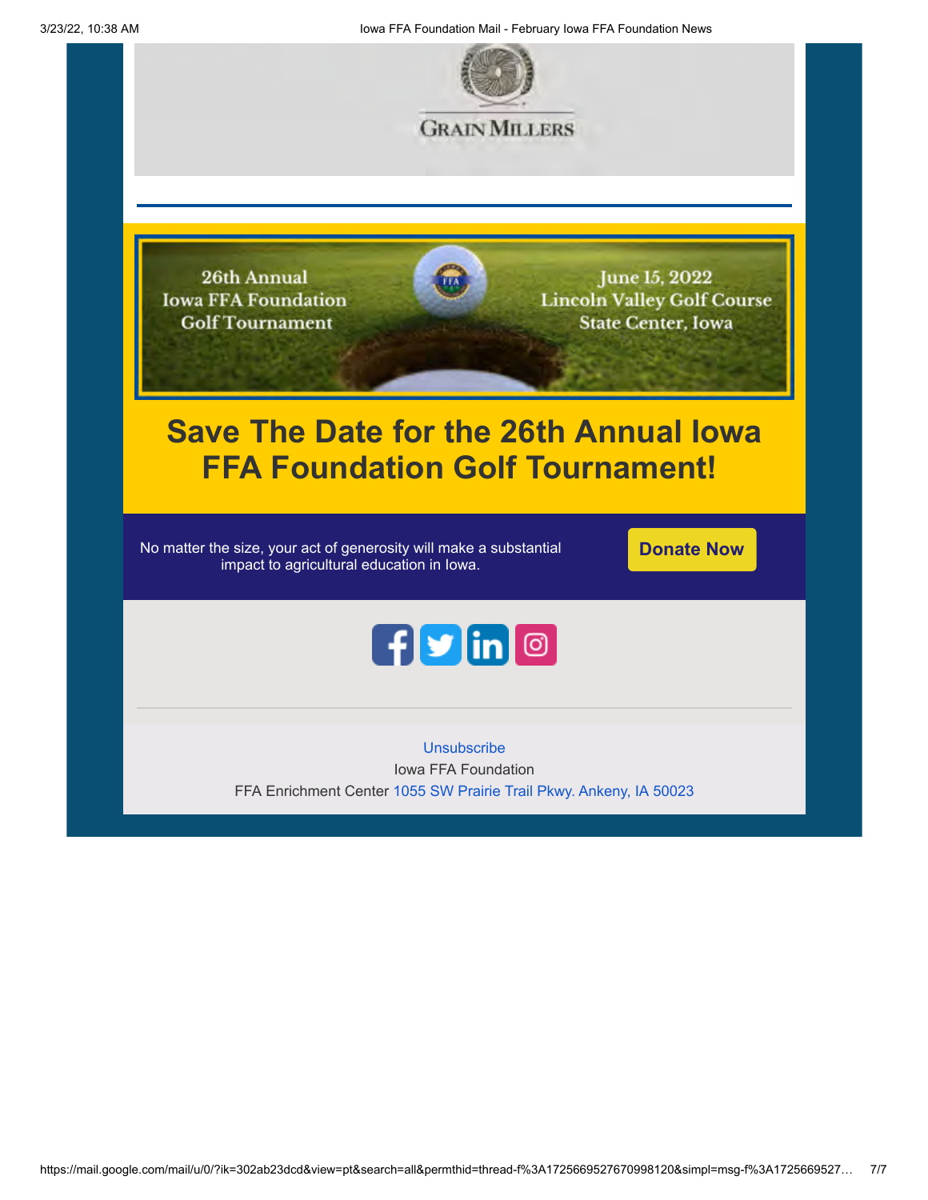GRAIN MILLERS

26th Annual
Iowa FFA Foundation
Golf Tournament

June 15, 2022
Lincoln Valley Golf Course
State Center, Iowa

# Save The Date for the 26th Annual Iowa FFA Foundation Golf Tournament!

No matter the size, your act of generosity will make a substantial impact to agricultural education in Iowa.

**Donate Now**

Unsubscribe
Iowa FFA Foundation
FFA Enrichment Center 1055 SW Prairie Trail Pkwy. Ankeny, IA 50023